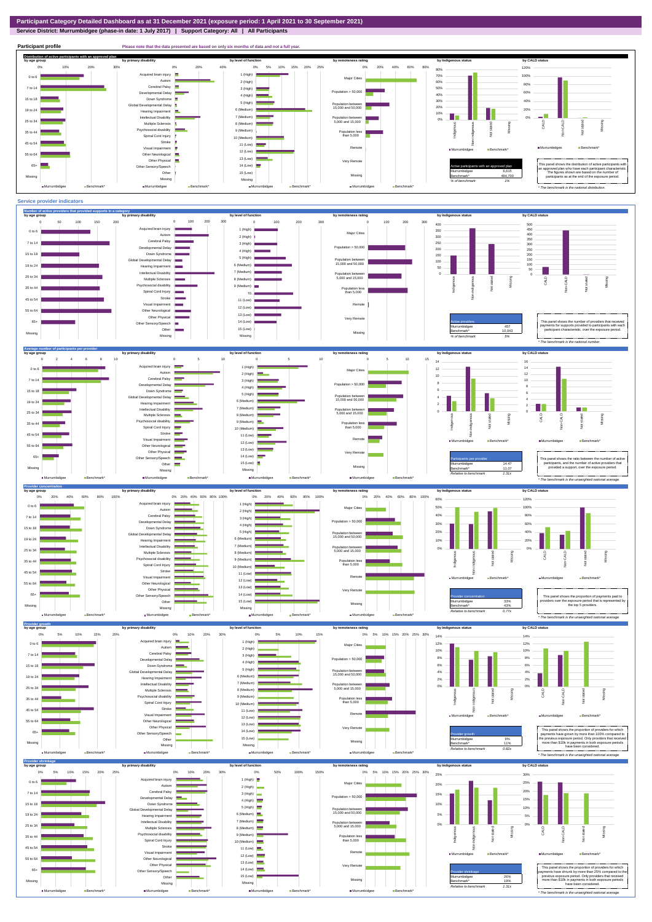# Participant Category Detailed Dashboard as at 31 December 2021 (exposure period: 1 April 2021 to 30 September 2021)

**Service District: Murrumbidgee (phase-in date: 1 July 2017) | Support Category: All | All Participants**

## Participant profile

Please note that the data presented are based on only six months of data and not a full year.

### Distribution of active participants with an approved plan

| Active participants with an approved plan | |
|---|---|
| Murrumbidgee | 6,615 |
| Benchmark* | 484,700 |
| % of benchmark | 1% |

This panel shows the distribution of active participants with an approved plan who have each participant characteristic. The figures shown are based on the number of participants as at the end of the exposure period.

* The benchmark is the national distribution.

## Service provider indicators

### Number of active providers that provided supports in a category

| Active providers | |
|---|---|
| Murrumbidgee | 497 |
| Benchmark* | 10,043 |
| % of benchmark | 5% |

This panel shows the number of providers that received payments for supports provided to participants with each participant characteristic, over the exposure period.

* The benchmark is the national number.

### Average number of participants per provider

| Participants per provider | |
|---|---|
| Murrumbidgee | 14.47 |
| Benchmark* | 11.07 |
| Relative to benchmark | 1.31x |

This panel shows the ratio between the number of active participants, and the number of active providers that provided a support, over the exposure period.

* The benchmark is the unweighted national average.

### Provider concentration

| Provider concentration | |
|---|---|
| Murrumbidgee | 33% |
| Benchmark* | 43% |
| Relative to benchmark | 0.77x |

This panel shows the proportion of payments paid to providers over the exposure period that is represented by the top 5 providers.

* The benchmark is the unweighted national average.

### Provider growth

| Provider growth | |
|---|---|
| Murrumbidgee | 9% |
| Benchmark* | 11% |
| Relative to benchmark | 0.82x |

This panel shows the proportion of providers for which payments have grown by more than 100% compared to the previous exposure period. Only providers that received more than $10k in payments in both exposure periods have been considered.

* The benchmark is the unweighted national average.

### Provider shrinkage

| Provider shrinkage | |
|---|---|
| Murrumbidgee | 26% |
| Benchmark* | 19% |
| Relative to benchmark | 1.31x |

This panel shows the proportion of providers for which payments have shrunk by more than 25% compared to the previous exposure period. Only providers that received more than $10k in payments in both exposure periods have been considered.

* The benchmark is the unweighted national average.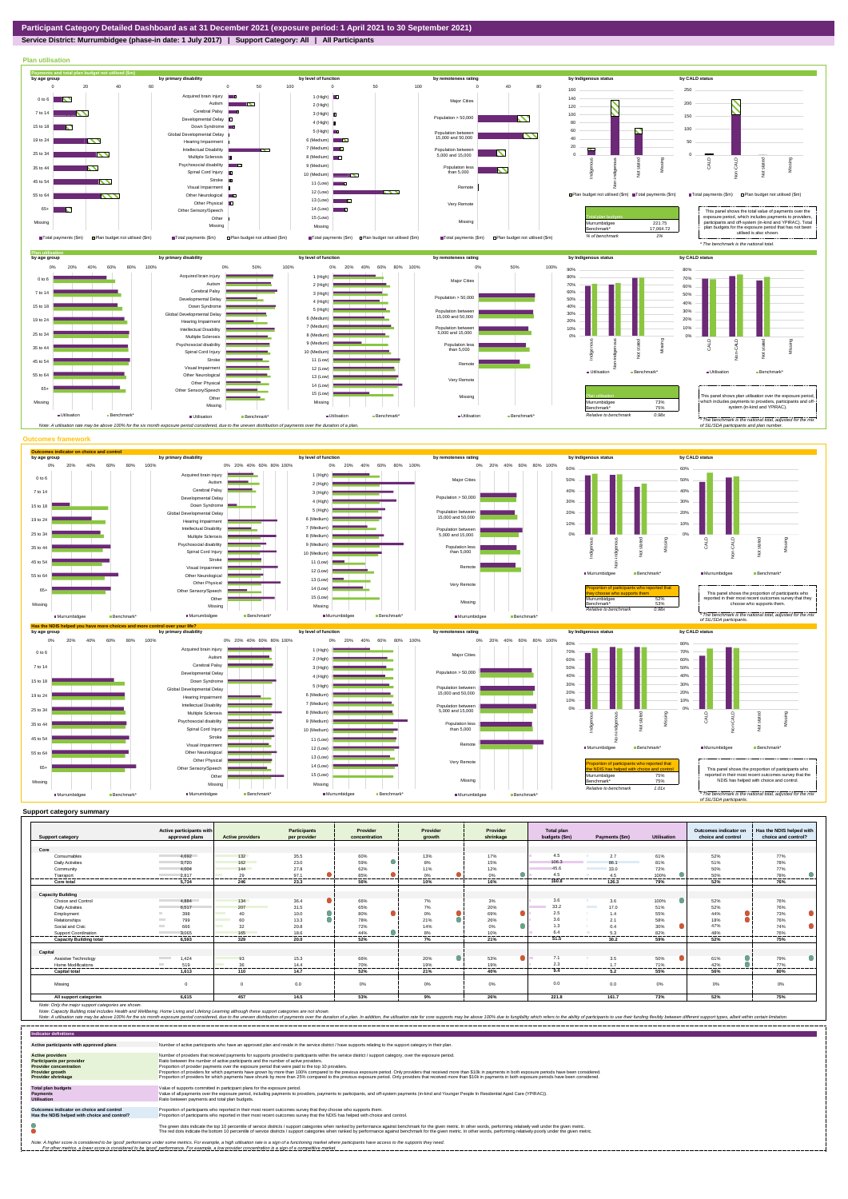# Participant Category Detailed Dashboard as at 31 December 2021 (exposure period: 1 April 2021 to 30 September 2021)

**Service District: Murrumbidgee (phase-in date: 1 July 2017) | Support Category: All | All Participants**

## Plan utilisation

### Payments and total plan budget not utilised ($m)

| Total plan budgets | |
|---|---|
| Murrumbidgee | 221.75 |
| Benchmark* | 17,064.72 |
| % of benchmark | 1% |

This panel shows the total value of payments over the exposure period, which includes payments to providers, participants and off-system (in-kind and YPIRAC). Total plan budgets for the exposure period that has not been utilised is also shown.

\* The benchmark is the national total.

### Plan utilisation

| Plan utilisation | |
|---|---|
| Murrumbidgee | 73% |
| Benchmark* | 75% |
| Relative to benchmark | 0.98x |

This panel shows plan utilisation over the exposure period, which includes payments to providers, participants and off-system (in-kind and YPIRAC).

\* The benchmark is the national total, adjusted for the mix of SIL/SDA participants and plan number.

Note: A utilisation rate may be above 100% for the six month exposure period considered, due to the uneven distribution of payments over the duration of a plan.

## Outcomes framework

### Outcomes indicator on choice and control

| Proportion of participants who reported that they choose who supports them | |
|---|---|
| Murrumbidgee | 52% |
| Benchmark* | 53% |
| Relative to benchmark | 0.98x |

This panel shows the proportion of participants who reported in their most recent outcomes survey that they choose who supports them.

\* The benchmark is the national total, adjusted for the mix of SIL/SDA participants.

### Has the NDIS helped you have more choices and more control over your life?

| Proportion of participants who reported that the NDIS has helped with choice and control | |
|---|---|
| Murrumbidgee | 75% |
| Benchmark* | 75% |
| Relative to benchmark | 1.01x |

This panel shows the proportion of participants who reported in their most recent outcomes survey that the NDIS has helped with choice and control.

\* The benchmark is the national total, adjusted for the mix of SIL/SDA participants.

## Support category summary

| Support category | Active participants with approved plans | Active providers | Participants per provider | Provider concentration | Provider growth | Provider shrinkage | Total plan budgets ($m) | Payments ($m) | Utilisation | Outcomes indicator on choice and control | Has the NDIS helped with choice and control? |
|---|---|---|---|---|---|---|---|---|---|---|---|
| **Core** | | | | | | | | | | | |
| Consumables | 4,692 | 132 | 35.5 | 60% | 13% | 17% | 4.5 | 2.7 | 61% | 52% | 77% |
| Daily Activities | 3,720 | 162 | 23.0 | 59% | 8% | 15% | 106.3 | 86.1 | 81% | 51% | 78% |
| Community | 4,004 | 144 | 27.8 | 62% | 11% | 12% | 45.6 | 33.0 | 72% | 50% | 77% |
| Transport | 2,817 | 29 | 97.1 | 85% | 0% | 0% | 4.5 | 4.5 | 100% | 50% | 78% |
| **Core total** | **5,734** | **246** | **23.3** | **56%** | **10%** | **16%** | **160.8** | **126.3** | **79%** | **52%** | **76%** |
| **Capacity Building** | | | | | | | | | | | |
| Choice and Control | 4,884 | 134 | 36.4 | 68% | 7% | 3% | 3.6 | 3.6 | 100% | 52% | 76% |
| Daily Activities | 6,517 | 207 | 31.5 | 65% | 7% | 20% | 33.2 | 17.0 | 51% | 52% | 76% |
| Employment | 398 | 40 | 10.0 | 80% | 0% | 69% | 2.5 | 1.4 | 55% | 44% | 73% |
| Relationships | 799 | 60 | 13.3 | 78% | 21% | 26% | 3.6 | 2.1 | 58% | 18% | 76% |
| Social and Civic | 666 | 32 | 20.8 | 72% | 14% | 0% | 1.3 | 0.4 | 30% | 47% | 74% |
| Support Coordination | 3,065 | 165 | 18.6 | 44% | 6% | 10% | 6.4 | 5.3 | 82% | 48% | 76% |
| **Capacity Building total** | **6,593** | **329** | **20.0** | **52%** | **7%** | **21%** | **51.5** | **30.2** | **59%** | **52%** | **75%** |
| **Capital** | | | | | | | | | | | |
| Assistive Technology | 1,424 | 93 | 15.3 | 68% | 20% | 53% | 7.1 | 3.5 | 50% | 61% | 79% |
| Home Modifications | 519 | 36 | 14.4 | 70% | 19% | 19% | 2.3 | 1.7 | 71% | 42% | 77% |
| **Capital total** | **1,613** | **110** | **14.7** | **52%** | **21%** | **40%** | **9.4** | **5.2** | **55%** | **56%** | **80%** |
| Missing | 0 | 0 | 0.0 | 0% | 0% | 0% | 0.0 | 0.0 | 0% | 0% | 0% |
| **All support categories** | **6,615** | **457** | **14.5** | **53%** | **9%** | **26%** | **221.8** | **161.7** | **73%** | **52%** | **75%** |

Note: Only the major support categories are shown.

Note: Capacity Building total includes Health and Wellbeing, Home Living and Lifelong Learning although these support categories are not shown.

Note: A utilisation rate may be above 100% for the six month exposure period considered, due to the uneven distribution of payments over the duration of a plan. In addition, the utilisation rate for core supports may be above 100% due to fungibility which refers to the ability of participants to use their funding flexibly between different support types, albeit within certain limitation.

## Indicator definitions

| Indicator | Definition |
|---|---|
| **Active participants with approved plans** | Number of active participants who have an approved plan and reside in the service district / have supports relating to the support category in their plan. |
| **Active providers** | Number of providers that received payments for supports provided to participants within the service district / support category, over the exposure period. |
| **Participants per provider** | Ratio between the number of active participants and the number of active providers. |
| **Provider concentration** | Proportion of provider payments over the exposure period that were paid to the top 10 providers. |
| **Provider growth** | Proportion of providers for which payments have grown by more than 100% compared to the previous exposure period. Only providers that received more than $10k in payments in both exposure periods have been considered. |
| **Provider shrinkage** | Proportion of providers for which payments have shrunk by more than 25% compared to the previous exposure period. Only providers that received more than $10k in payments in both exposure periods have been considered. |
| **Total plan budgets** | Value of supports committed in participant plans for the exposure period. |
| **Payments** | Value of all payments over the exposure period, including payments to providers, payments to participants, and off-system payments (in-kind and Younger People In Residential Aged Care (YPIRAC)). |
| **Utilisation** | Ratio between payments and total plan budgets. |
| **Outcomes indicator on choice and control** | Proportion of participants who reported in their most recent outcomes survey that they choose who supports them. |
| **Has the NDIS helped with choice and control?** | Proportion of participants who reported in their most recent outcomes survey that the NDIS has helped with choice and control. |

The green dots indicate the top 10 percentile of service districts / support categories when ranked by performance against benchmark for the given metric. In other words, performing relatively well under the given metric.

The red dots indicate the bottom 10 percentile of service districts / support categories when ranked by performance against benchmark for the given metric. In other words, performing relatively poorly under the given metric.

Note: A higher score is considered to be 'good' performance under some metrics. For example, a high utilisation rate is a sign of a functioning market where participants have access to the supports they need.
For other metrics, a lower score is considered to be 'good' performance. For example, a low provider concentration is a sign of a competitive market.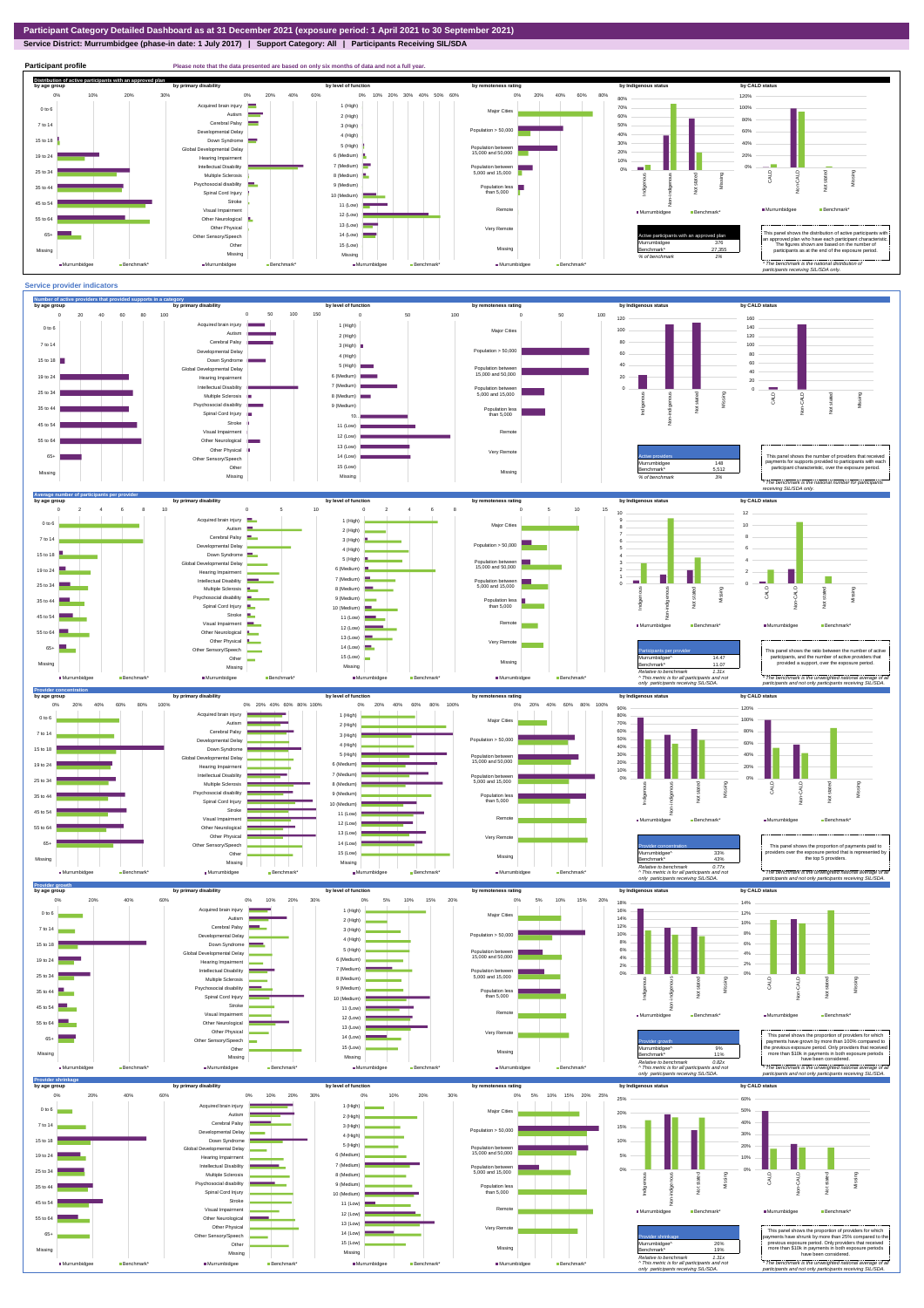# Participant Category Detailed Dashboard as at 31 December 2021 (exposure period: 1 April 2021 to 30 September 2021)

**Service District: Murrumbidgee (phase-in date: 1 July 2017) | Support Category: All | Participants Receiving SIL/SDA**

## Participant profile

Please note that the data presented are based on only six months of data and not a full year.

### Distribution of active participants with an approved plan

| Active participants with an approved plan | |
|---|---|
| Murrumbidgee | 376 |
| Benchmark* | 27,255 |
| % of benchmark | 1% |

This panel shows the distribution of active participants with an approved plan who have each participant characteristic. The figures shown are based on the number of participants as at the end of the exposure period.

* The benchmark is the national distribution of participants receiving SIL/SDA only.

## Service provider indicators

### Number of active providers that provided supports in a category

| Active providers | |
|---|---|
| Murrumbidgee | 148 |
| Benchmark* | 5,512 |
| % of benchmark | 3% |

This panel shows the number of providers that received payments for supports provided to participants with each participant characteristic, over the exposure period.

* The benchmark is the national number for participants receiving SIL/SDA only.

### Average number of participants per provider

| Participants per provider | |
|---|---|
| Murrumbidgee^ | 14.47 |
| Benchmark* | 11.07 |
| Relative to benchmark | 1.31x |

^ This metric is for all participants and not only participants receiving SIL/SDA.

This panel shows the ratio between the number of active participants, and the number of active providers that provided a support, over the exposure period.

* The benchmark is the unweighted national average of all participants and not only participants receiving SIL/SDA.

### Provider concentration

| Provider concentration | |
|---|---|
| Murrumbidgee^ | 33% |
| Benchmark* | 43% |
| Relative to benchmark | 0.77x |

^ This metric is for all participants and not only participants receiving SIL/SDA.

This panel shows the proportion of payments paid to providers over the exposure period that is represented by the top 5 providers.

* The benchmark is the unweighted national average of all participants and not only participants receiving SIL/SDA.

### Provider growth

| Provider growth | |
|---|---|
| Murrumbidgee^ | 9% |
| Benchmark* | 11% |
| Relative to benchmark | 0.82x |

^ This metric is for all participants and not only participants receiving SIL/SDA.

This panel shows the proportion of providers for which payments have grown by more than 100% compared to the previous exposure period. Only providers that received more than $10k in payments in both exposure periods have been considered.

* The benchmark is the unweighted national average of all participants and not only participants receiving SIL/SDA.

### Provider shrinkage

| Provider shrinkage | |
|---|---|
| Murrumbidgee^ | 26% |
| Benchmark* | 19% |
| Relative to benchmark | 1.31x |

^ This metric is for all participants and not only participants receiving SIL/SDA.

This panel shows the proportion of providers for which payments have shrunk by more than 25% compared to the previous exposure period. Only providers that received more than $10k in payments in both exposure periods have been considered.

* The benchmark is the unweighted national average of all participants and not only participants receiving SIL/SDA.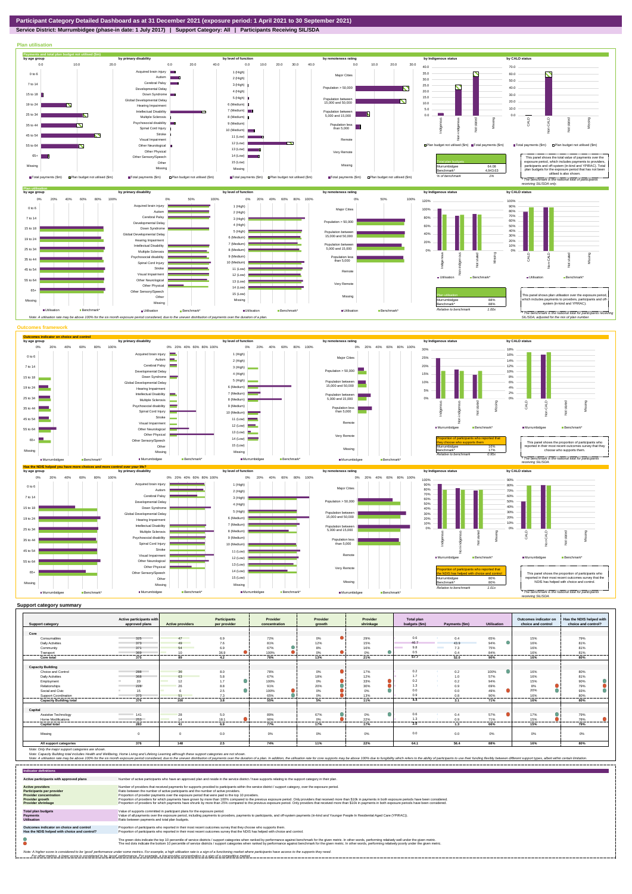# Participant Category Detailed Dashboard as at 31 December 2021 (exposure period: 1 April 2021 to 30 September 2021)

**Service District: Murrumbidgee (phase-in date: 1 July 2017) | Support Category: All | Participants Receiving SIL/SDA**

## Plan utilisation

### Payments and total plan budget not utilised ($m)

| Total plan budgets | |
|---|---|
| Murrumbidgee | 64.08 |
| Benchmark* | 4,943.63 |
| % of benchmark | 1% |

This panel shows the total value of payments over the exposure period, which includes payments to providers, participants and off-system (in-kind and YPIRAC). Total plan budgets for the exposure period that has not been utilised is also shown.

*The benchmark is the national total for participants receiving SIL/SDA only.

### Plan utilisation

| Plan utilisation | |
|---|---|
| Murrumbidgee | 88% |
| Benchmark* | 88% |
| Relative to benchmark | 1.00x |

This panel shows plan utilisation over the exposure period, which includes payments to providers, participants and off-system (in-kind and YPIRAC).

*The benchmark is the national total for participants receiving SIL/SDA, adjusted for the mix of plan number.

Note: A utilisation rate may be above 100% for the six month exposure period considered, due to the uneven distribution of payments over the duration of a plan.

## Outcomes framework

### Outcomes indicator on choice and control

| Proportion of participants who reported that they choose who supports them | |
|---|---|
| Murrumbidgee | 16% |
| Benchmark* | 17% |
| Relative to benchmark | 0.95x |

This panel shows the proportion of participants who reported in their most recent outcomes survey that they choose who supports them.

*The benchmark is the national total for participants receiving SIL/SDA.

### Has the NDIS helped you have more choices and more control over your life?

| Proportion of participants who reported that the NDIS has helped with choice and control | |
|---|---|
| Murrumbidgee | 80% |
| Benchmark* | 80% |
| Relative to benchmark | 1.01x |

This panel shows the proportion of participants who reported in their most recent outcomes survey that the NDIS has helped with choice and control.

*The benchmark is the national total for participants receiving SIL/SDA.

## Support category summary

| Support category | Active participants with approved plans | Active providers | Participants per provider | Provider concentration | Provider growth | Provider shrinkage | Total plan budgets ($m) | Payments ($m) | Utilisation | Outcomes indicator on choice and control | Has the NDIS helped with choice and control? |
|---|---|---|---|---|---|---|---|---|---|---|---|
| **Core** | | | | | | | | | | | |
| Consumables | 325 | 47 | 6.9 | 72% | 0% | 29% | 0.6 | 0.4 | 65% | 15% | 79% |
| Daily Activities | 373 | 49 | 7.6 | 81% | 12% | 15% | 46.7 | 43.9 | 94% | 16% | 81% |
| Community | 371 | 54 | 6.9 | 67% | 8% | 16% | 9.8 | 7.3 | 75% | 16% | 81% |
| Transport | 369 | 10 | 36.9 | 100% | 0% | 0% | 0.5 | 0.4 | 84% | 16% | 81% |
| **Core total** | **375** | **89** | **4.2** | **76%** | **13%** | **21%** | **57.7** | **52.0** | **90%** | **16%** | **80%** |
| **Capacity Building** | | | | | | | | | | | |
| Choice and Control | 288 | 36 | 8.0 | 78% | 0% | 17% | 0.2 | 0.2 | 100% | 16% | 80% |
| Daily Activities | 368 | 63 | 5.8 | 67% | 18% | 12% | 1.7 | 1.0 | 57% | 16% | 81% |
| Employment | 20 | 12 | 1.7 | 100% | 0% | 33% | 0.2 | 0.2 | 94% | 15% | 90% |
| Relationships | 228 | 26 | 8.8 | 91% | 20% | 30% | 1.3 | 0.9 | 69% | 8% | 79% |
| Social and Civic | 15 | 6 | 2.5 | 100% | 0% | 0% | 0.0 | 0.0 | 49% | 20% | 93% |
| Support Coordination | 373 | 51 | 7.3 | 65% | 0% | 13% | 0.9 | 0.8 | 90% | 16% | 80% |
| **Capacity Building total** | **376** | **100** | **3.8** | **55%** | **5%** | **11%** | **4.4** | **3.1** | **71%** | **16%** | **80%** |
| **Capital** | | | | | | | | | | | |
| Assistive Technology | 141 | 28 | 5.0 | 89% | 67% | 0% | 0.6 | 0.4 | 57% | 17% | 79% |
| Home Modifications | 253 | 14 | 18.1 | 98% | 0% | 22% | 1.3 | 0.9 | 71% | 15% | 78% |
| **Capital total** | **282** | **41** | **6.9** | **77%** | **17%** | **17%** | **1.9** | **1.3** | **66%** | **15%** | **79%** |
| Missing | 0 | 0 | 0.0 | 0% | 0% | 0% | 0.0 | 0.0 | 0% | 0% | 0% |
| **All support categories** | **376** | **148** | **2.5** | **74%** | **11%** | **22%** | **64.1** | **56.4** | **88%** | **16%** | **80%** |

Note: Only the major support categories are shown.
Note: Capacity Building total includes Health and Wellbeing, Home Living and Lifelong Learning although these support categories are not shown.
Note: A utilisation rate may be above 100% for the six month exposure period considered, due to the uneven distribution of payments over the duration of a plan. In addition, the utilisation rate for core supports may be above 100% due to fungibility which refers to the ability of participants to use their funding flexibly between different support types, albeit within certain limitation.

## Indicator definitions

| Indicator | Definition |
|---|---|
| **Active participants with approved plans** | Number of active participants who have an approved plan and reside in the service district / have supports relating to the support category in their plan. |
| **Active providers** | Number of providers that received payments for supports provided to participants within the service district / support category, over the exposure period. |
| **Participants per provider** | Ratio between the number of active participants and the number of active providers. |
| **Provider concentration** | Proportion of provider payments over the exposure period that were paid to the top 10 providers. |
| **Provider growth** | Proportion of providers for which payments have grown by more than 100% compared to the previous exposure period. Only providers that received more than $10k in payments in both exposure periods have been considered. |
| **Provider shrinkage** | Proportion of providers for which payments have shrunk by more than 25% compared to the previous exposure period. Only providers that received more than $10k in payments in both exposure periods have been considered. |
| **Total plan budgets** | Value of supports committed in participant plans for the exposure period. |
| **Payments** | Value of all payments over the exposure period, including payments to providers, payments to participants, and off-system payments (in-kind and Younger People In Residential Aged Care (YPIRAC)). |
| **Utilisation** | Ratio between payments and total plan budgets. |
| **Outcomes indicator on choice and control** | Proportion of participants who reported in their most recent outcomes survey that they choose who supports them. |
| **Has the NDIS helped with choice and control?** | Proportion of participants who reported in their most recent outcomes survey that the NDIS has helped with choice and control. |

The green dots indicate the top 10 percentile of service districts / support categories when ranked by performance against benchmark for the given metric. In other words, performing relatively well under the given metric.
The red dots indicate the bottom 10 percentile of service districts / support categories when ranked by performance against benchmark for the given metric. In other words, performing relatively poorly under the given metric.

Note: A higher score is considered to be 'good' performance under some metrics. For example, a high utilisation rate is a sign of a functioning market where participants have access to the supports they need.
For other metrics, a lower score is considered to be 'good' performance. For example, a low provider concentration is a sign of a competitive market.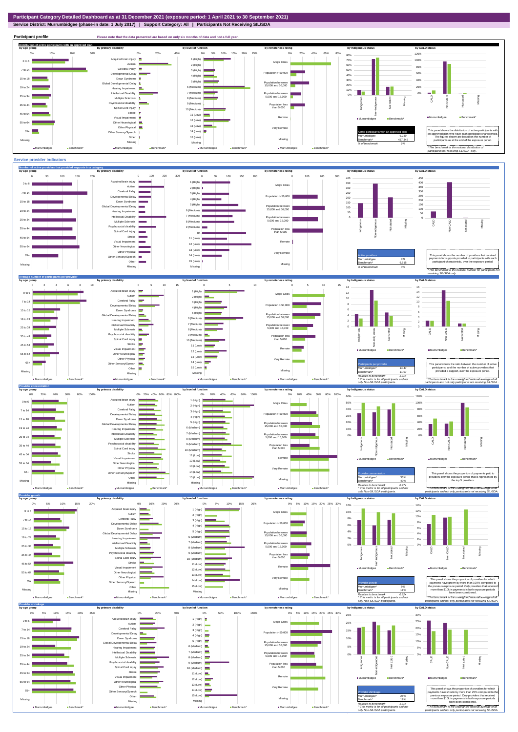# Participant Category Detailed Dashboard as at 31 December 2021 (exposure period: 1 April 2021 to 30 September 2021)

**Service District: Murrumbidgee (phase-in date: 1 July 2017) | Support Category: All | Participants Not Receiving SIL/SDA**

## Participant profile

Please note that the data presented are based on only six months of data and not a full year.

### Distribution of active participants with an approved plan

| Active participants with an approved plan | |
|---|---|
| Murrumbidgee | 6,239 |
| Benchmark* | 457,345 |
| % of benchmark | 1% |

This panel shows the distribution of active participants with an approved plan who have each participant characteristic. The figures shown are based on the number of participants as at the end of the exposure period.

* The benchmark is the national distribution of participants not receiving SIL/SDA only.

## Service provider indicators

### Number of active providers that provided supports in a category

| Active providers | |
|---|---|
| Murrumbidgee | 422 |
| Benchmark* | 9,615 |
| % of benchmark | 4% |

This panel shows the number of providers that received payments for supports provided to participants with each participant characteristic, over the exposure period.

* The benchmark is the national number for participants not receiving SIL/SDA only.

### Average number of participants per provider

| Participants per provider | |
|---|---|
| Murrumbidgee^ | 14.47 |
| Benchmark* | 11.07 |
| Relative to benchmark | 1.31x |

This panel shows the ratio between the number of active participants, and the number of active providers that provided a support, over the exposure period.

^ This metric is for all participants and not only non-SIL/SDA participants.

* The benchmark is the unweighted national average of all participants and not only participants not receiving SIL/SDA.

### Provider concentration

| Provider concentration | |
|---|---|
| Murrumbidgee^ | 33% |
| Benchmark* | 43% |
| Relative to benchmark | 0.77x |

This panel shows the proportion of payments paid to providers over the exposure period that is represented by the top 5 providers.

^ This metric is for all participants and not only non-SIL/SDA participants.

* The benchmark is the unweighted national average of all participants and not only participants not receiving SIL/SDA.

### Provider growth

| Provider growth | |
|---|---|
| Murrumbidgee^ | 9% |
| Benchmark* | 11% |
| Relative to benchmark | 0.82x |

This panel shows the proportion of providers for which payments have grown by more than 100% compared to the previous exposure period. Only providers that received more than $10k in payments in both exposure periods have been considered.

^ This metric is for all participants and not only non-SIL/SDA participants.

* The benchmark is the unweighted national average of all participants and not only participants not receiving SIL/SDA.

### Provider shrinkage

| Provider shrinkage | |
|---|---|
| Murrumbidgee^ | 26% |
| Benchmark* | 19% |
| Relative to benchmark | 1.31x |

This panel shows the proportion of providers for which payments have shrunk by more than 25% compared to the previous exposure period. Only providers that received more than $10k in payments in both exposure periods have been considered.

^ This metric is for all participants and not only non-SIL/SDA participants.

* The benchmark is the unweighted national average of all participants and not only participants not receiving SIL/SDA.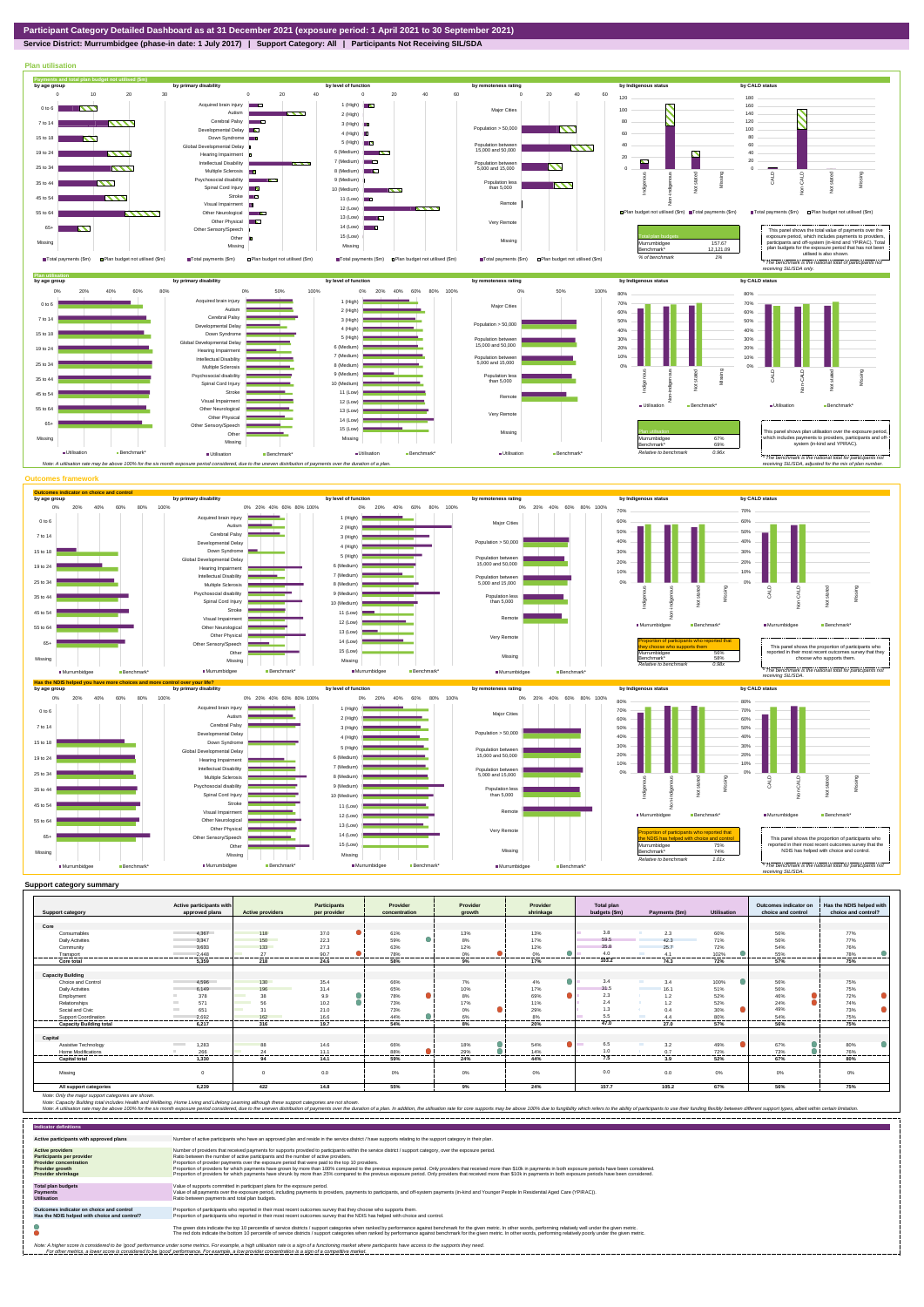# Participant Category Detailed Dashboard as at 31 December 2021 (exposure period: 1 April 2021 to 30 September 2021)

**Service District: Murrumbidgee (phase-in date: 1 July 2017) | Support Category: All | Participants Not Receiving SIL/SDA**

## Plan utilisation

**Payments and total plan budget not utilised ($m)**

by age group | by primary disability | by level of function | by remoteness rating | by Indigenous status | by CALD status

Total payments ($m) | Plan budget not utilised ($m)

| Total plan budgets | |
|---|---|
| Murrumbidgee | 157.67 |
| Benchmark* | 12,121.09 |
| % of benchmark | 1% |

This panel shows the total value of payments over the exposure period, which includes payments to providers, participants and off-system (in-kind and YPIRAC). Total plan budgets for the exposure period that has not been utilised is also shown.

*The benchmark is the national total for participants not receiving SIL/SDA only.

**Plan utilisation**

Utilisation | Benchmark*

| Plan utilisation | |
|---|---|
| Murrumbidgee | 67% |
| Benchmark* | 69% |
| Relative to benchmark | 0.96x |

This panel shows plan utilisation over the exposure period, which includes payments to providers, participants and off-system (in-kind and YPIRAC).

*The benchmark is the national total for participants not receiving SIL/SDA, adjusted for the mix of plan number.

Note: A utilisation rate may be above 100% for the six month exposure period considered, due to the uneven distribution of payments over the duration of a plan.

## Outcomes framework

**Outcomes indicator on choice and control**

Murrumbidgee | Benchmark*

| Proportion of participants who reported that they choose who supports them | |
|---|---|
| Murrumbidgee | 56% |
| Benchmark* | 58% |
| Relative to benchmark | 0.98x |

This panel shows the proportion of participants who reported in their most recent outcomes survey that they choose who supports them.

*The benchmark is the national total for participants not receiving SIL/SDA.

**Has the NDIS helped you have more choices and more control over your life?**

| Proportion of participants who reported that the NDIS has helped with choice and control | |
|---|---|
| Murrumbidgee | 75% |
| Benchmark* | 74% |
| Relative to benchmark | 1.01x |

This panel shows the proportion of participants who reported in their most recent outcomes survey that the NDIS has helped with choice and control.

*The benchmark is the national total for participants not receiving SIL/SDA.

## Support category summary

| Support category | Active participants with approved plans | Active providers | Participants per provider | Provider concentration | Provider growth | Provider shrinkage | Total plan budgets ($m) | Payments ($m) | Utilisation | Outcomes indicator on choice and control | Has the NDIS helped with choice and control? |
|---|---|---|---|---|---|---|---|---|---|---|---|
| **Core** | | | | | | | | | | | |
| Consumables | 4,367 | 118 | 37.0 | 61% | 13% | 13% | 3.8 | 2.3 | 60% | 56% | 77% |
| Daily Activities | 3,347 | 150 | 22.3 | 59% | 8% | 17% | 59.5 | 42.3 | 71% | 56% | 77% |
| Community | 3,633 | 133 | 27.3 | 63% | 12% | 12% | 35.8 | 25.7 | 72% | 54% | 76% |
| Transport | 2,448 | 27 | 90.7 | 78% | 0% | 0% | 4.0 | 4.1 | 102% | 55% | 78% |
| **Core total** | **5,359** | **218** | **24.6** | **56%** | **9%** | **17%** | **103.2** | **74.3** | **72%** | **57%** | **75%** |
| **Capacity Building** | | | | | | | | | | | |
| Choice and Control | 4,596 | 130 | 35.4 | 66% | 7% | 4% | 3.4 | 3.4 | 100% | 56% | 75% |
| Daily Activities | 6,140 | 196 | 31.4 | 65% | 10% | 17% | 31.5 | 16.1 | 51% | 56% | 75% |
| Employment | 378 | 38 | 9.9 | 78% | 8% | 69% | 2.3 | 1.2 | 52% | 46% | 72% |
| Relationships | 571 | 56 | 10.2 | 73% | 17% | 11% | 2.4 | 1.2 | 52% | 24% | 74% |
| Social and Civic | 651 | 31 | 21.0 | 73% | 0% | 29% | 1.3 | 0.4 | 30% | 49% | 73% |
| Support Coordination | 2,692 | 162 | 16.6 | 44% | 6% | 6% | 5.5 | 4.4 | 80% | 54% | 75% |
| **Capacity Building total** | **6,217** | **316** | **19.7** | **54%** | **8%** | **20%** | **47.3** | **27.0** | **57%** | **56%** | **75%** |
| **Capital** | | | | | | | | | | | |
| Assistive Technology | 1,263 | 88 | 14.6 | 66% | 18% | 54% | 6.5 | 3.2 | 49% | 67% | 80% |
| Home Modifications | 266 | 24 | 11.1 | 88% | 29% | 14% | 1.0 | 0.7 | 72% | 73% | 76% |
| **Capital total** | **1,320** | **94** | **14.1** | **59%** | **24%** | **44%** | **7.5** | **3.9** | **52%** | **67%** | **80%** |
| Missing | 0 | 0 | 0.0 | 0% | 0% | 0% | 0.0 | 0.0 | 0% | 0% | 0% |
| **All support categories** | **6,239** | **422** | **14.8** | **55%** | **9%** | **24%** | **157.7** | **105.2** | **67%** | **56%** | **75%** |

Note: Only the major support categories are shown.

Note: Capacity Building total includes Health and Wellbeing, Home Living and Lifelong Learning although these support categories are not shown.

Note: A utilisation rate may be above 100% for the six month exposure period considered, due to the uneven distribution of payments over the duration of a plan. In addition, the utilisation rate for core supports may be above 100% due to fungibility which refers to the ability of participants to use their funding flexibly between different support types, albeit within certain limitation.

## Indicator definitions

| Indicator | Definition |
|---|---|
| Active participants with approved plans | Number of active participants who have an approved plan and reside in the service district / have supports relating to the support category in their plan. |
| Active providers | Number of providers that received payments for supports provided to participants within the service district / support category, over the exposure period. |
| Participants per provider | Ratio between the number of active participants and the number of active providers. |
| Provider concentration | Proportion of provider payments over the exposure period that were paid to the top 10 providers. |
| Provider growth | Proportion of providers for which payments have grown by more than 100% compared to the previous exposure period. Only providers that received more than $10k in payments in both exposure periods have been considered. |
| Provider shrinkage | Proportion of providers for which payments have shrunk by more than 25% compared to the previous exposure period. Only providers that received more than $10k in payments in both exposure periods have been considered. |
| Total plan budgets | Value of supports committed in participant plans for the exposure period. |
| Payments | Value of all payments over the exposure period, including payments to providers, payments to participants, and off-system payments (in-kind and Younger People In Residential Aged Care (YPIRAC)). |
| Utilisation | Ratio between payments and total plan budgets. |
| Outcomes indicator on choice and control | Proportion of participants who reported in their most recent outcomes survey that they choose who supports them. |
| Has the NDIS helped with choice and control? | Proportion of participants who reported in their most recent outcomes survey that the NDIS has helped with choice and control. |

The green dots indicate the top 10 percentile of service districts / support categories when ranked by performance against benchmark for the given metric. In other words, performing relatively well under the given metric.

The red dots indicate the bottom 10 percentile of service districts / support categories when ranked by performance against benchmark for the given metric. In other words, performing relatively poorly under the given metric.

Note: A higher score is considered to be 'good' performance under some metrics. For example, a high utilisation rate is a sign of a functioning market where participants have access to the supports they need.
For other metrics, a lower score is considered to be 'good' performance. For example, a low provider concentration is a sign of a competitive market.